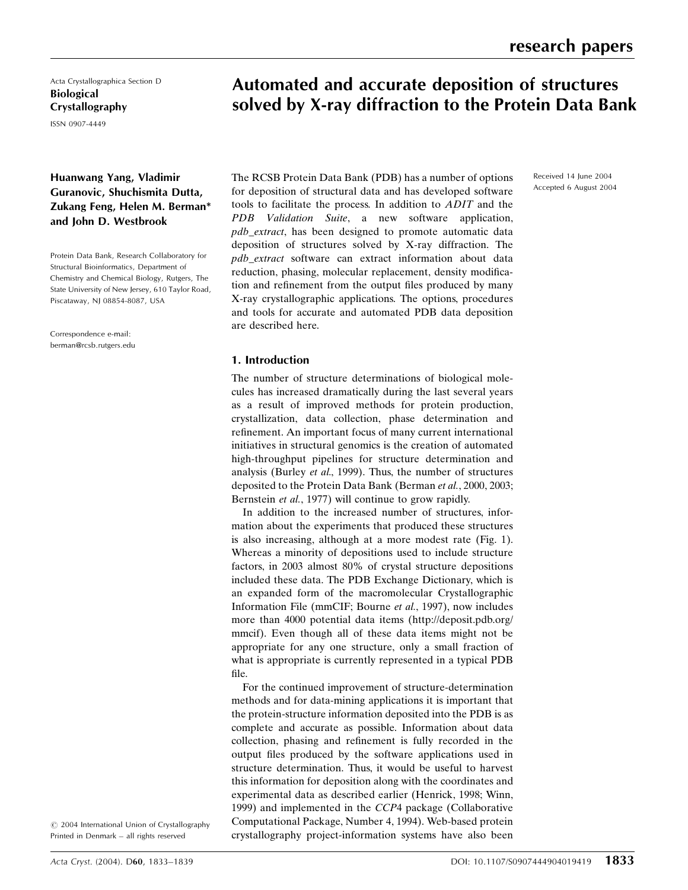Acta Crystallographica Section D
**Biological Crystallography**
ISSN 0907-4449

# Automated and accurate deposition of structures solved by X-ray diffraction to the Protein Data Bank

**Huanwang Yang, Vladimir Guranovic, Shuchismita Dutta, Zukang Feng, Helen M. Berman* and John D. Westbrook**

Protein Data Bank, Research Collaboratory for Structural Bioinformatics, Department of Chemistry and Chemical Biology, Rutgers, The State University of New Jersey, 610 Taylor Road, Piscataway, NJ 08854-8087, USA

Correspondence e-mail: berman@rcsb.rutgers.edu

Received 14 June 2004
Accepted 6 August 2004

The RCSB Protein Data Bank (PDB) has a number of options for deposition of structural data and has developed software tools to facilitate the process. In addition to *ADIT* and the *PDB Validation Suite*, a new software application, *pdb_extract*, has been designed to promote automatic data deposition of structures solved by X-ray diffraction. The *pdb_extract* software can extract information about data reduction, phasing, molecular replacement, density modification and refinement from the output files produced by many X-ray crystallographic applications. The options, procedures and tools for accurate and automated PDB data deposition are described here.

## 1. Introduction

The number of structure determinations of biological molecules has increased dramatically during the last several years as a result of improved methods for protein production, crystallization, data collection, phase determination and refinement. An important focus of many current international initiatives in structural genomics is the creation of automated high-throughput pipelines for structure determination and analysis (Burley *et al.*, 1999). Thus, the number of structures deposited to the Protein Data Bank (Berman *et al.*, 2000, 2003; Bernstein *et al.*, 1977) will continue to grow rapidly.

In addition to the increased number of structures, information about the experiments that produced these structures is also increasing, although at a more modest rate (Fig. 1). Whereas a minority of depositions used to include structure factors, in 2003 almost 80% of crystal structure depositions included these data. The PDB Exchange Dictionary, which is an expanded form of the macromolecular Crystallographic Information File (mmCIF; Bourne *et al.*, 1997), now includes more than 4000 potential data items (http://deposit.pdb.org/mmcif). Even though all of these data items might not be appropriate for any one structure, only a small fraction of what is appropriate is currently represented in a typical PDB file.

For the continued improvement of structure-determination methods and for data-mining applications it is important that the protein-structure information deposited into the PDB is as complete and accurate as possible. Information about data collection, phasing and refinement is fully recorded in the output files produced by the software applications used in structure determination. Thus, it would be useful to harvest this information for deposition along with the coordinates and experimental data as described earlier (Henrick, 1998; Winn, 1999) and implemented in the *CCP*4 package (Collaborative Computational Package, Number 4, 1994). Web-based protein crystallography project-information systems have also been

© 2004 International Union of Crystallography
Printed in Denmark – all rights reserved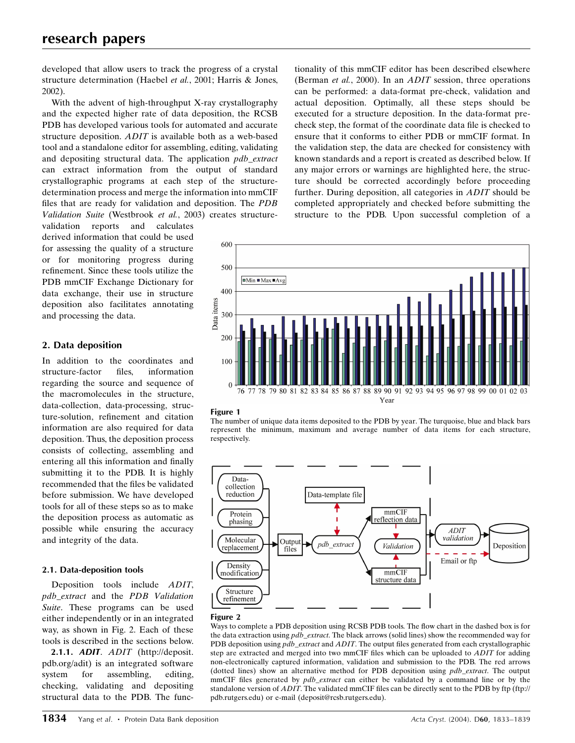developed that allow users to track the progress of a crystal structure determination (Haebel *et al.*, 2001; Harris & Jones, 2002).

With the advent of high-throughput X-ray crystallography and the expected higher rate of data deposition, the RCSB PDB has developed various tools for automated and accurate structure deposition. *ADIT* is available both as a web-based tool and a standalone editor for assembling, editing, validating and depositing structural data. The application *pdb_extract* can extract information from the output of standard crystallographic programs at each step of the structure-determination process and merge the information into mmCIF files that are ready for validation and deposition. The *PDB Validation Suite* (Westbrook *et al.*, 2003) creates structure-validation reports and calculates derived information that could be used for assessing the quality of a structure or for monitoring progress during refinement. Since these tools utilize the PDB mmCIF Exchange Dictionary for data exchange, their use in structure deposition also facilitates annotating and processing the data.

## 2. Data deposition

In addition to the coordinates and structure-factor files, information regarding the source and sequence of the macromolecules in the structure, data-collection, data-processing, structure-solution, refinement and citation information are also required for data deposition. Thus, the deposition process consists of collecting, assembling and entering all this information and finally submitting it to the PDB. It is highly recommended that the files be validated before submission. We have developed tools for all of these steps so as to make the deposition process as automatic as possible while ensuring the accuracy and integrity of the data.

### 2.1. Data-deposition tools

Deposition tools include *ADIT*, *pdb_extract* and the *PDB Validation Suite*. These programs can be used either independently or in an integrated way, as shown in Fig. 2. Each of these tools is described in the sections below.

**2.1.1. *ADIT***. *ADIT* (http://deposit.pdb.org/adit) is an integrated software system for assembling, editing, checking, validating and depositing structural data to the PDB. The functionality of this mmCIF editor has been described elsewhere (Berman *et al.*, 2000). In an *ADIT* session, three operations can be performed: a data-format pre-check, validation and actual deposition. Optimally, all these steps should be executed for a structure deposition. In the data-format pre-check step, the format of the coordinate data file is checked to ensure that it conforms to either PDB or mmCIF format. In the validation step, the data are checked for consistency with known standards and a report is created as described below. If any major errors or warnings are highlighted here, the structure should be corrected accordingly before proceeding further. During deposition, all categories in *ADIT* should be completed appropriately and checked before submitting the structure to the PDB. Upon successful completion of a

**Figure 1**
The number of unique data items deposited to the PDB by year. The turquoise, blue and black bars represent the minimum, maximum and average number of data items for each structure, respectively.

**Figure 2**
Ways to complete a PDB deposition using RCSB PDB tools. The flow chart in the dashed box is for the data extraction using *pdb_extract*. The black arrows (solid lines) show the recommended way for PDB deposition using *pdb_extract* and *ADIT*. The output files generated from each crystallographic step are extracted and merged into two mmCIF files which can be uploaded to *ADIT* for adding non-electronically captured information, validation and submission to the PDB. The red arrows (dotted lines) show an alternative method for PDB deposition using *pdb_extract*. The output mmCIF files generated by *pdb_extract* can either be validated by a command line or by the standalone version of *ADIT*. The validated mmCIF files can be directly sent to the PDB by ftp (ftp://pdb.rutgers.edu) or e-mail (deposit@rcsb.rutgers.edu).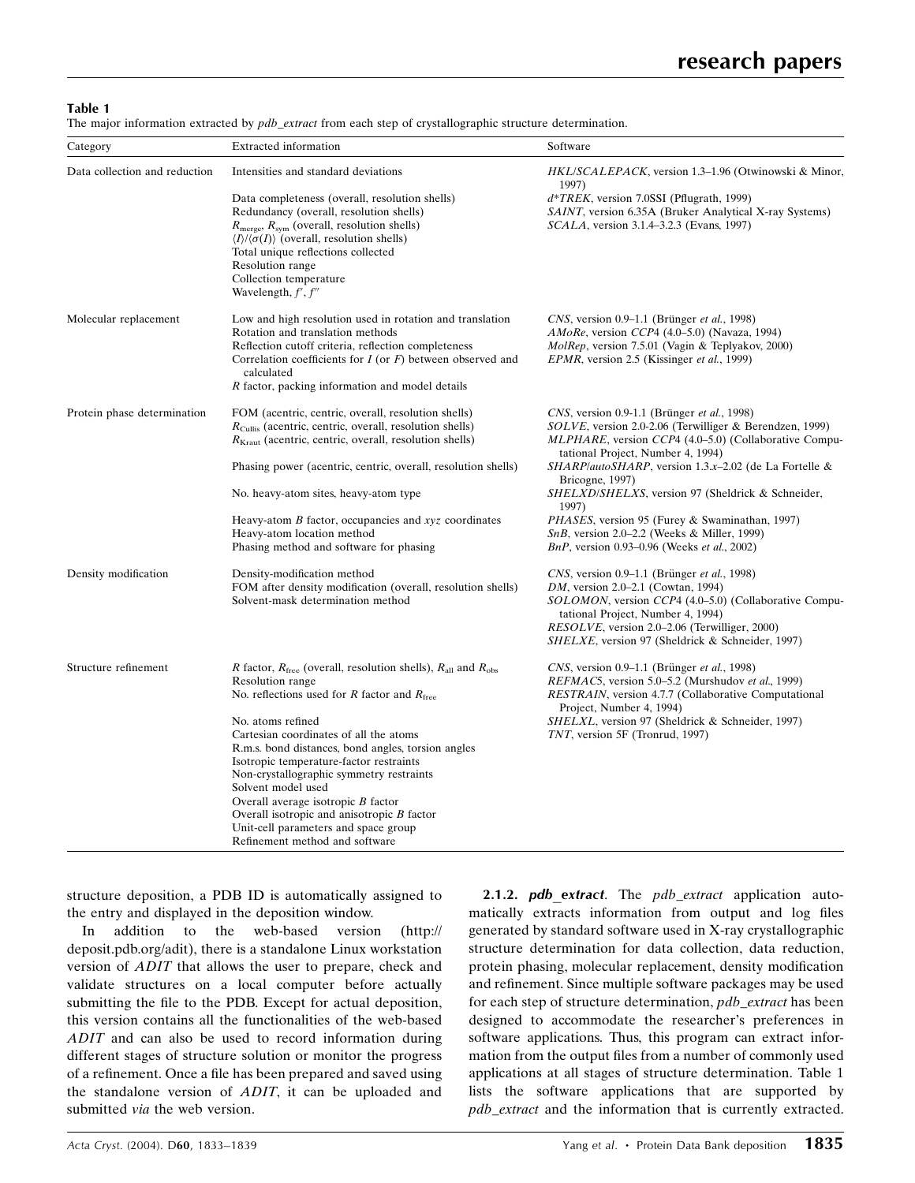**Table 1**
The major information extracted by *pdb_extract* from each step of crystallographic structure determination.

| Category | Extracted information | Software |
|---|---|---|
| Data collection and reduction | Intensities and standard deviations | *HKL*/*SCALEPACK*, version 1.3–1.96 (Otwinowski & Minor, 1997) |
| | Data completeness (overall, resolution shells) | *d\*TREK*, version 7.0SSI (Pflugrath, 1999) |
| | Redundancy (overall, resolution shells) | *SAINT*, version 6.35A (Bruker Analytical X-ray Systems) |
| | $R_{\rm merge}$, $R_{\rm sym}$ (overall, resolution shells) | *SCALA*, version 3.1.4–3.2.3 (Evans, 1997) |
| | $\langle I \rangle / \langle \sigma(I) \rangle$ (overall, resolution shells) | |
| | Total unique reflections collected | |
| | Resolution range | |
| | Collection temperature | |
| | Wavelength, $f'$, $f''$ | |
| Molecular replacement | Low and high resolution used in rotation and translation | *CNS*, version 0.9–1.1 (Brünger *et al.*, 1998) |
| | Rotation and translation methods | *AMoRe*, version *CCP*4 (4.0–5.0) (Navaza, 1994) |
| | Reflection cutoff criteria, reflection completeness | *MolRep*, version 7.5.01 (Vagin & Teplyakov, 2000) |
| | Correlation coefficients for *I* (or *F*) between observed and calculated | *EPMR*, version 2.5 (Kissinger *et al.*, 1999) |
| | *R* factor, packing information and model details | |
| Protein phase determination | FOM (acentric, centric, overall, resolution shells) | *CNS*, version 0.9-1.1 (Brünger *et al.*, 1998) |
| | $R_{\rm Cullis}$ (acentric, centric, overall, resolution shells) | *SOLVE*, version 2.0-2.06 (Terwilliger & Berendzen, 1999) |
| | $R_{\rm Kraut}$ (acentric, centric, overall, resolution shells) | *MLPHARE*, version *CCP*4 (4.0–5.0) (Collaborative Computational Project, Number 4, 1994) |
| | Phasing power (acentric, centric, overall, resolution shells) | *SHARP*/*autoSHARP*, version 1.3.*x*–2.02 (de La Fortelle & Bricogne, 1997) |
| | No. heavy-atom sites, heavy-atom type | *SHELXD*/*SHELXS*, version 97 (Sheldrick & Schneider, 1997) |
| | Heavy-atom *B* factor, occupancies and *xyz* coordinates | *PHASES*, version 95 (Furey & Swaminathan, 1997) |
| | Heavy-atom location method | *SnB*, version 2.0–2.2 (Weeks & Miller, 1999) |
| | Phasing method and software for phasing | *BnP*, version 0.93–0.96 (Weeks *et al.*, 2002) |
| Density modification | Density-modification method | *CNS*, version 0.9–1.1 (Brünger *et al.*, 1998) |
| | FOM after density modification (overall, resolution shells) | *DM*, version 2.0–2.1 (Cowtan, 1994) |
| | Solvent-mask determination method | *SOLOMON*, version *CCP*4 (4.0–5.0) (Collaborative Computational Project, Number 4, 1994) |
| | | *RESOLVE*, version 2.0–2.06 (Terwilliger, 2000) |
| | | *SHELXE*, version 97 (Sheldrick & Schneider, 1997) |
| Structure refinement | *R* factor, $R_{\rm free}$ (overall, resolution shells), $R_{\rm all}$ and $R_{\rm obs}$ | *CNS*, version 0.9–1.1 (Brünger *et al.*, 1998) |
| | Resolution range | *REFMAC*5, version 5.0–5.2 (Murshudov *et al.*, 1999) |
| | No. reflections used for *R* factor and $R_{\rm free}$ | *RESTRAIN*, version 4.7.7 (Collaborative Computational Project, Number 4, 1994) |
| | No. atoms refined | *SHELXL*, version 97 (Sheldrick & Schneider, 1997) |
| | Cartesian coordinates of all the atoms | *TNT*, version 5F (Tronrud, 1997) |
| | R.m.s. bond distances, bond angles, torsion angles | |
| | Isotropic temperature-factor restraints | |
| | Non-crystallographic symmetry restraints | |
| | Solvent model used | |
| | Overall average isotropic *B* factor | |
| | Overall isotropic and anisotropic *B* factor | |
| | Unit-cell parameters and space group | |
| | Refinement method and software | |

structure deposition, a PDB ID is automatically assigned to the entry and displayed in the deposition window.

In addition to the web-based version (http://deposit.pdb.org/adit), there is a standalone Linux workstation version of *ADIT* that allows the user to prepare, check and validate structures on a local computer before actually submitting the file to the PDB. Except for actual deposition, this version contains all the functionalities of the web-based *ADIT* and can also be used to record information during different stages of structure solution or monitor the progress of a refinement. Once a file has been prepared and saved using the standalone version of *ADIT*, it can be uploaded and submitted *via* the web version.

**2.1.2. *pdb_extract*.** The *pdb_extract* application automatically extracts information from output and log files generated by standard software used in X-ray crystallographic structure determination for data collection, data reduction, protein phasing, molecular replacement, density modification and refinement. Since multiple software packages may be used for each step of structure determination, *pdb_extract* has been designed to accommodate the researcher's preferences in software applications. Thus, this program can extract information from the output files from a number of commonly used applications at all stages of structure determination. Table 1 lists the software applications that are supported by *pdb_extract* and the information that is currently extracted.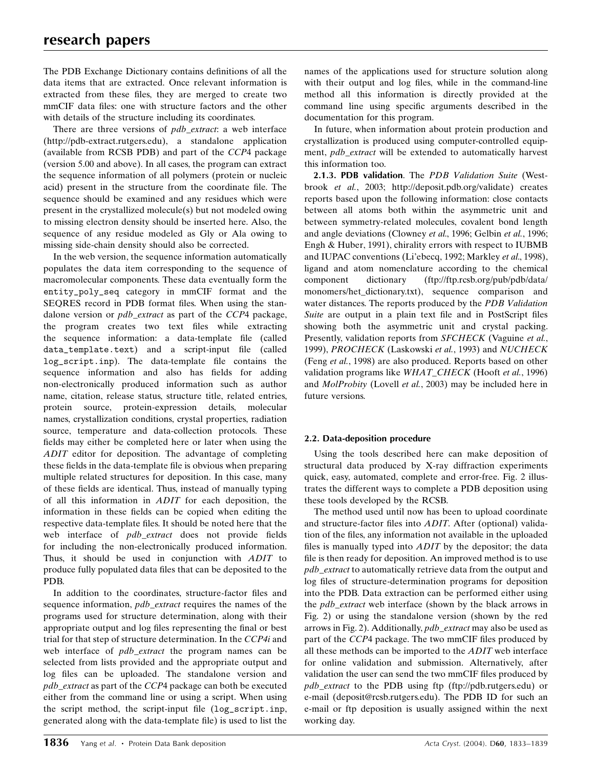The PDB Exchange Dictionary contains definitions of all the data items that are extracted. Once relevant information is extracted from these files, they are merged to create two mmCIF data files: one with structure factors and the other with details of the structure including its coordinates.

There are three versions of *pdb_extract*: a web interface (http://pdb-extract.rutgers.edu), a standalone application (available from RCSB PDB) and part of the *CCP*4 package (version 5.00 and above). In all cases, the program can extract the sequence information of all polymers (protein or nucleic acid) present in the structure from the coordinate file. The sequence should be examined and any residues which were present in the crystallized molecule(s) but not modeled owing to missing electron density should be inserted here. Also, the sequence of any residue modeled as Gly or Ala owing to missing side-chain density should also be corrected.

In the web version, the sequence information automatically populates the data item corresponding to the sequence of macromolecular components. These data eventually form the `entity_poly_seq` category in mmCIF format and the SEQRES record in PDB format files. When using the standalone version or *pdb_extract* as part of the *CCP*4 package, the program creates two text files while extracting the sequence information: a data-template file (called `data_template.text`) and a script-input file (called `log_script.inp`). The data-template file contains the sequence information and also has fields for adding non-electronically produced information such as author name, citation, release status, structure title, related entries, protein source, protein-expression details, molecular names, crystallization conditions, crystal properties, radiation source, temperature and data-collection protocols. These fields may either be completed here or later when using the *ADIT* editor for deposition. The advantage of completing these fields in the data-template file is obvious when preparing multiple related structures for deposition. In this case, many of these fields are identical. Thus, instead of manually typing of all this information in *ADIT* for each deposition, the information in these fields can be copied when editing the respective data-template files. It should be noted here that the web interface of *pdb_extract* does not provide fields for including the non-electronically produced information. Thus, it should be used in conjunction with *ADIT* to produce fully populated data files that can be deposited to the PDB.

In addition to the coordinates, structure-factor files and sequence information, *pdb_extract* requires the names of the programs used for structure determination, along with their appropriate output and log files representing the final or best trial for that step of structure determination. In the *CCP4i* and web interface of *pdb_extract* the program names can be selected from lists provided and the appropriate output and log files can be uploaded. The standalone version and *pdb_extract* as part of the *CCP*4 package can both be executed either from the command line or using a script. When using the script method, the script-input file (`log_script.inp`, generated along with the data-template file) is used to list the names of the applications used for structure solution along with their output and log files, while in the command-line method all this information is directly provided at the command line using specific arguments described in the documentation for this program.

In future, when information about protein production and crystallization is produced using computer-controlled equipment, *pdb_extract* will be extended to automatically harvest this information too.

**2.1.3. PDB validation**. The *PDB Validation Suite* (Westbrook *et al.*, 2003; http://deposit.pdb.org/validate) creates reports based upon the following information: close contacts between all atoms both within the asymmetric unit and between symmetry-related molecules, covalent bond length and angle deviations (Clowney *et al.*, 1996; Gelbin *et al.*, 1996; Engh & Huber, 1991), chirality errors with respect to IUBMB and IUPAC conventions (Li'ebecq, 1992; Markley *et al.*, 1998), ligand and atom nomenclature according to the chemical component dictionary (ftp://ftp.rcsb.org/pub/pdb/data/monomers/het_dictionary.txt), sequence comparison and water distances. The reports produced by the *PDB Validation Suite* are output in a plain text file and in PostScript files showing both the asymmetric unit and crystal packing. Presently, validation reports from *SFCHECK* (Vaguine *et al.*, 1999), *PROCHECK* (Laskowski *et al.*, 1993) and *NUCHECK* (Feng *et al.*, 1998) are also produced. Reports based on other validation programs like *WHAT_CHECK* (Hooft *et al.*, 1996) and *MolProbity* (Lovell *et al.*, 2003) may be included here in future versions.

### 2.2. Data-deposition procedure

Using the tools described here can make deposition of structural data produced by X-ray diffraction experiments quick, easy, automated, complete and error-free. Fig. 2 illustrates the different ways to complete a PDB deposition using these tools developed by the RCSB.

The method used until now has been to upload coordinate and structure-factor files into *ADIT*. After (optional) validation of the files, any information not available in the uploaded files is manually typed into *ADIT* by the depositor; the data file is then ready for deposition. An improved method is to use *pdb_extract* to automatically retrieve data from the output and log files of structure-determination programs for deposition into the PDB. Data extraction can be performed either using the *pdb_extract* web interface (shown by the black arrows in Fig. 2) or using the standalone version (shown by the red arrows in Fig. 2). Additionally, *pdb_extract* may also be used as part of the *CCP*4 package. The two mmCIF files produced by all these methods can be imported to the *ADIT* web interface for online validation and submission. Alternatively, after validation the user can send the two mmCIF files produced by *pdb_extract* to the PDB using ftp (ftp://pdb.rutgers.edu) or e-mail (deposit@rcsb.rutgers.edu). The PDB ID for such an e-mail or ftp deposition is usually assigned within the next working day.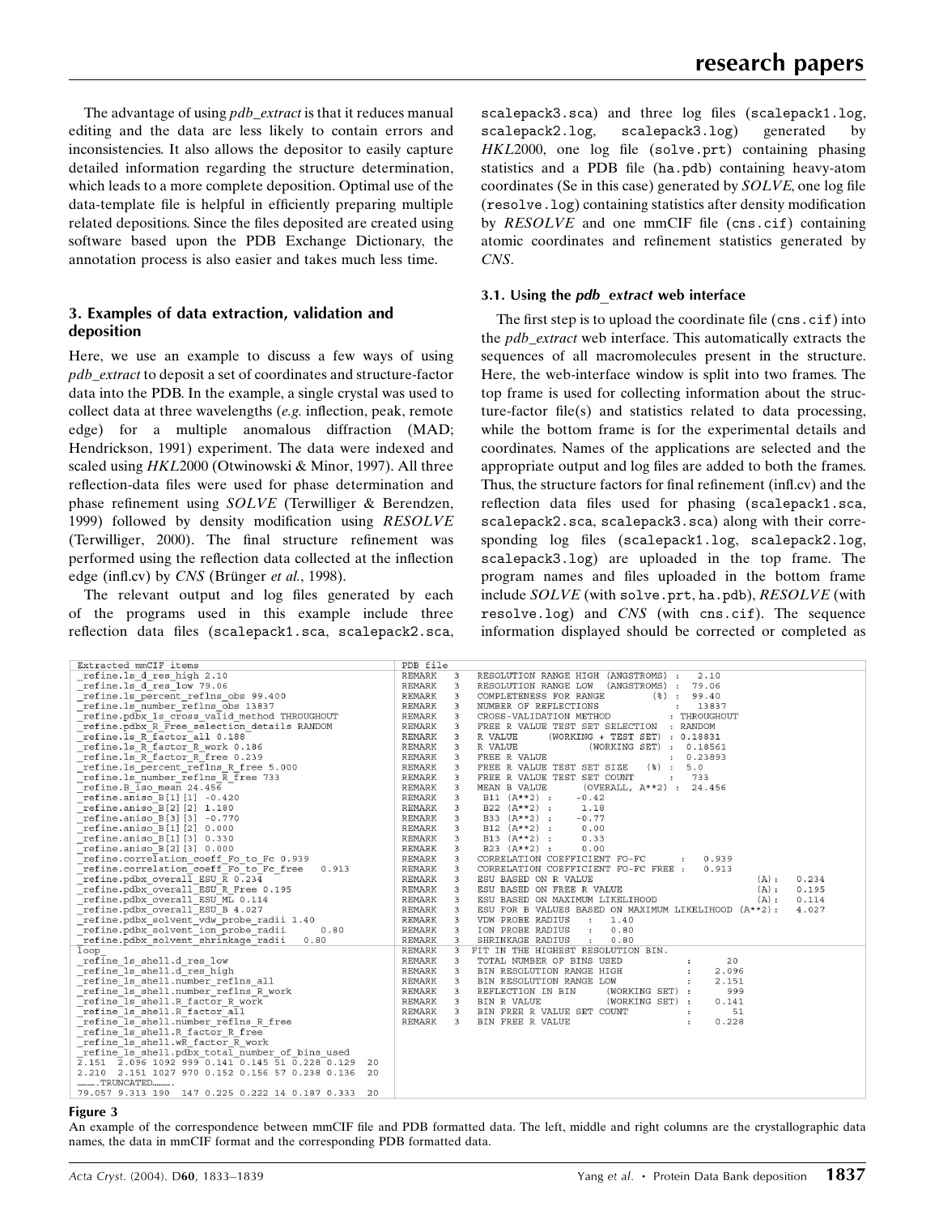The advantage of using *pdb_extract* is that it reduces manual editing and the data are less likely to contain errors and inconsistencies. It also allows the depositor to easily capture detailed information regarding the structure determination, which leads to a more complete deposition. Optimal use of the data-template file is helpful in efficiently preparing multiple related depositions. Since the files deposited are created using software based upon the PDB Exchange Dictionary, the annotation process is also easier and takes much less time.

## 3. Examples of data extraction, validation and deposition

Here, we use an example to discuss a few ways of using *pdb_extract* to deposit a set of coordinates and structure-factor data into the PDB. In the example, a single crystal was used to collect data at three wavelengths (*e.g.* inflection, peak, remote edge) for a multiple anomalous diffraction (MAD; Hendrickson, 1991) experiment. The data were indexed and scaled using *HKL*2000 (Otwinowski & Minor, 1997). All three reflection-data files were used for phase determination and phase refinement using *SOLVE* (Terwilliger & Berendzen, 1999) followed by density modification using *RESOLVE* (Terwilliger, 2000). The final structure refinement was performed using the reflection data collected at the inflection edge (infl.cv) by *CNS* (Brünger *et al.*, 1998).

The relevant output and log files generated by each of the programs used in this example include three reflection data files (scalepack1.sca, scalepack2.sca, scalepack3.sca) and three log files (scalepack1.log, scalepack2.log, scalepack3.log) generated by *HKL*2000, one log file (solve.prt) containing phasing statistics and a PDB file (ha.pdb) containing heavy-atom coordinates (Se in this case) generated by *SOLVE*, one log file (resolve.log) containing statistics after density modification by *RESOLVE* and one mmCIF file (cns.cif) containing atomic coordinates and refinement statistics generated by *CNS*.

### 3.1. Using the *pdb_extract* web interface

The first step is to upload the coordinate file (cns.cif) into the *pdb_extract* web interface. This automatically extracts the sequences of all macromolecules present in the structure. Here, the web-interface window is split into two frames. The top frame is used for collecting information about the structure-factor file(s) and statistics related to data processing, while the bottom frame is for the experimental details and coordinates. Names of the applications are selected and the appropriate output and log files are added to both the frames. Thus, the structure factors for final refinement (infl.cv) and the reflection data files used for phasing (scalepack1.sca, scalepack2.sca, scalepack3.sca) along with their corresponding log files (scalepack1.log, scalepack2.log, scalepack3.log) are uploaded in the top frame. The program names and files uploaded in the bottom frame include *SOLVE* (with solve.prt, ha.pdb), *RESOLVE* (with resolve.log) and *CNS* (with cns.cif). The sequence information displayed should be corrected or completed as

| Extracted mmCIF items | PDB file |
|---|---|
| _refine.ls_d_res_high 2.10 | REMARK 3 RESOLUTION RANGE HIGH (ANGSTROMS) : 2.10 |
| _refine.ls_d_res_low 79.06 | REMARK 3 RESOLUTION RANGE LOW (ANGSTROMS) : 79.06 |
| _refine.ls_percent_reflns_obs 99.400 | REMARK 3 COMPLETENESS FOR RANGE (%) : 99.40 |
| _refine.ls_number_reflns_obs 13837 | REMARK 3 NUMBER OF REFLECTIONS : 13837 |
| _refine.pdbx_ls_cross_valid_method THROUGHOUT | REMARK 3 CROSS-VALIDATION METHOD : THROUGHOUT |
| _refine.pdbx_R_Free_selection_details RANDOM | REMARK 3 FREE R VALUE TEST SET SELECTION : RANDOM |
| _refine.ls_R_factor_all 0.188 | REMARK 3 R VALUE (WORKING + TEST SET) : 0.18831 |
| _refine.ls_R_factor_R_work 0.186 | REMARK 3 R VALUE (WORKING SET) : 0.18561 |
| _refine.ls_R_factor_R_free 0.239 | REMARK 3 FREE R VALUE : 0.23893 |
| _refine.ls_percent_reflns_R_free 5.000 | REMARK 3 FREE R VALUE TEST SET SIZE (%) : 5.0 |
| _refine.ls_number_reflns_R_free 733 | REMARK 3 FREE R VALUE TEST SET COUNT : 733 |
| _refine.B_iso_mean 24.456 | REMARK 3 MEAN B VALUE (OVERALL, A**2) : 24.456 |
| _refine.aniso_B[1][1] -0.420 | REMARK 3 B11 (A**2) : -0.42 |
| _refine.aniso_B[2][2] 1.180 | REMARK 3 B22 (A**2) : 1.18 |
| _refine.aniso_B[3][3] -0.770 | REMARK 3 B33 (A**2) : -0.77 |
| _refine.aniso_B[1][2] 0.000 | REMARK 3 B12 (A**2) : 0.00 |
| _refine.aniso_B[1][3] 0.330 | REMARK 3 B13 (A**2) : 0.33 |
| _refine.aniso_B[2][3] 0.000 | REMARK 3 B23 (A**2) : 0.00 |
| _refine.correlation_coeff_Fo_to_Fc 0.939 | REMARK 3 CORRELATION COEFFICIENT FO-FC : 0.939 |
| _refine.correlation_coeff_Fo_to_Fc_free 0.913 | REMARK 3 CORRELATION COEFFICIENT FO-FC FREE : 0.913 |
| _refine.pdbx_overall_ESU_R 0.234 | REMARK 3 ESU BASED ON R VALUE (A): 0.234 |
| _refine.pdbx_overall_ESU_R_Free 0.195 | REMARK 3 ESU BASED ON FREE R VALUE (A): 0.195 |
| _refine.pdbx_overall_ESU_ML 0.114 | REMARK 3 ESU BASED ON MAXIMUM LIKELIHOOD (A): 0.114 |
| _refine.pdbx_overall_ESU_B 4.027 | REMARK 3 ESU FOR B VALUES BASED ON MAXIMUM LIKELIHOOD (A**2): 4.027 |
| _refine.pdbx_solvent_vdw_probe_radii 1.40 | REMARK 3 VDW PROBE RADIUS : 1.40 |
| _refine.pdbx_solvent_ion_probe_radii 0.80 | REMARK 3 ION PROBE RADIUS : 0.80 |
| _refine.pdbx_solvent_shrinkage_radii 0.80 | REMARK 3 SHRINKAGE RADIUS : 0.80 |
| loop_ | REMARK 3 FIT IN THE HIGHEST RESOLUTION BIN. |
| _refine_ls_shell.d_res_low | REMARK 3 TOTAL NUMBER OF BINS USED : 20 |
| _refine_ls_shell.d_res_high | REMARK 3 BIN RESOLUTION RANGE HIGH : 2.096 |
| _refine_ls_shell.number_reflns_all | REMARK 3 BIN RESOLUTION RANGE LOW : 2.151 |
| _refine_ls_shell.number_reflns_R_work | REMARK 3 REFLECTION IN BIN (WORKING SET) : 999 |
| _refine_ls_shell.R_factor_R_work | REMARK 3 BIN R VALUE (WORKING SET) : 0.141 |
| _refine_ls_shell.R_factor_all | REMARK 3 BIN FREE R VALUE SET COUNT : 51 |
| _refine_ls_shell.number_reflns_R_free | REMARK 3 BIN FREE R VALUE : 0.228 |
| _refine_ls_shell.R_factor_R_free | |
| _refine_ls_shell.wR_factor_R_work | |
| _refine_ls_shell.pdbx_total_number_of_bins_used | |
| 2.151 2.096 1092 999 0.141 0.145 51 0.228 0.129 20 | |
| 2.210 2.151 1027 970 0.152 0.156 57 0.238 0.136 20 | |
| ……….TRUNCATED………. | |
| 79.057 9.313 190 147 0.225 0.222 14 0.187 0.333 20 | |

**Figure 3**
An example of the correspondence between mmCIF file and PDB formatted data. The left, middle and right columns are the crystallographic data names, the data in mmCIF format and the corresponding PDB formatted data.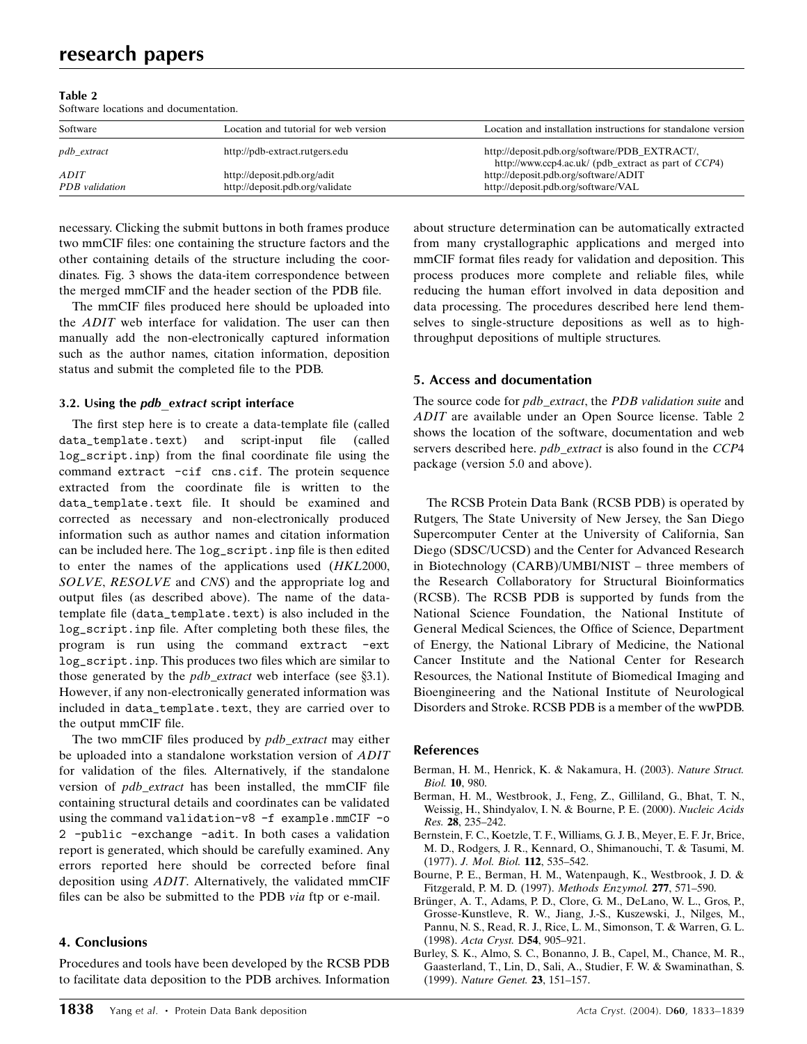**Table 2**
Software locations and documentation.

| Software | Location and tutorial for web version | Location and installation instructions for standalone version |
| --- | --- | --- |
| *pdb_extract* | http://pdb-extract.rutgers.edu | http://deposit.pdb.org/software/PDB_EXTRACT/, http://www.ccp4.ac.uk/ (pdb_extract as part of *CCP4*) |
| *ADIT* | http://deposit.pdb.org/adit | http://deposit.pdb.org/software/ADIT |
| *PDB validation* | http://deposit.pdb.org/validate | http://deposit.pdb.org/software/VAL |

necessary. Clicking the submit buttons in both frames produce two mmCIF files: one containing the structure factors and the other containing details of the structure including the coordinates. Fig. 3 shows the data-item correspondence between the merged mmCIF and the header section of the PDB file.

The mmCIF files produced here should be uploaded into the *ADIT* web interface for validation. The user can then manually add the non-electronically captured information such as the author names, citation information, deposition status and submit the completed file to the PDB.

### 3.2. Using the *pdb_extract* script interface

The first step here is to create a data-template file (called `data_template.text`) and script-input file (called `log_script.inp`) from the final coordinate file using the command `extract -cif cns.cif`. The protein sequence extracted from the coordinate file is written to the `data_template.text` file. It should be examined and corrected as necessary and non-electronically produced information such as author names and citation information can be included here. The `log_script.inp` file is then edited to enter the names of the applications used (*HKL*2000, *SOLVE*, *RESOLVE* and *CNS*) and the appropriate log and output files (as described above). The name of the data-template file (`data_template.text`) is also included in the `log_script.inp` file. After completing both these files, the program is run using the command `extract -ext log_script.inp`. This produces two files which are similar to those generated by the *pdb_extract* web interface (see §3.1). However, if any non-electronically generated information was included in `data_template.text`, they are carried over to the output mmCIF file.

The two mmCIF files produced by *pdb_extract* may either be uploaded into a standalone workstation version of *ADIT* for validation of the files. Alternatively, if the standalone version of *pdb_extract* has been installed, the mmCIF file containing structural details and coordinates can be validated using the command `validation-v8 -f example.mmCIF -o 2 -public -exchange -adit`. In both cases a validation report is generated, which should be carefully examined. Any errors reported here should be corrected before final deposition using *ADIT*. Alternatively, the validated mmCIF files can be also be submitted to the PDB *via* ftp or e-mail.

## 4. Conclusions

Procedures and tools have been developed by the RCSB PDB to facilitate data deposition to the PDB archives. Information about structure determination can be automatically extracted from many crystallographic applications and merged into mmCIF format files ready for validation and deposition. This process produces more complete and reliable files, while reducing the human effort involved in data deposition and data processing. The procedures described here lend themselves to single-structure depositions as well as to high-throughput depositions of multiple structures.

## 5. Access and documentation

The source code for *pdb_extract*, the *PDB validation suite* and *ADIT* are available under an Open Source license. Table 2 shows the location of the software, documentation and web servers described here. *pdb_extract* is also found in the *CCP*4 package (version 5.0 and above).

The RCSB Protein Data Bank (RCSB PDB) is operated by Rutgers, The State University of New Jersey, the San Diego Supercomputer Center at the University of California, San Diego (SDSC/UCSD) and the Center for Advanced Research in Biotechnology (CARB)/UMBI/NIST – three members of the Research Collaboratory for Structural Bioinformatics (RCSB). The RCSB PDB is supported by funds from the National Science Foundation, the National Institute of General Medical Sciences, the Office of Science, Department of Energy, the National Library of Medicine, the National Cancer Institute and the National Center for Research Resources, the National Institute of Biomedical Imaging and Bioengineering and the National Institute of Neurological Disorders and Stroke. RCSB PDB is a member of the wwPDB.

## References

Berman, H. M., Henrick, K. & Nakamura, H. (2003). *Nature Struct. Biol.* **10**, 980.

Berman, H. M., Westbrook, J., Feng, Z., Gilliland, G., Bhat, T. N., Weissig, H., Shindyalov, I. N. & Bourne, P. E. (2000). *Nucleic Acids Res.* **28**, 235–242.

Bernstein, F. C., Koetzle, T. F., Williams, G. J. B., Meyer, E. F. Jr, Brice, M. D., Rodgers, J. R., Kennard, O., Shimanouchi, T. & Tasumi, M. (1977). *J. Mol. Biol.* **112**, 535–542.

Bourne, P. E., Berman, H. M., Watenpaugh, K., Westbrook, J. D. & Fitzgerald, P. M. D. (1997). *Methods Enzymol.* **277**, 571–590.

Brünger, A. T., Adams, P. D., Clore, G. M., DeLano, W. L., Gros, P., Grosse-Kunstleve, R. W., Jiang, J.-S., Kuszewski, J., Nilges, M., Pannu, N. S., Read, R. J., Rice, L. M., Simonson, T. & Warren, G. L. (1998). *Acta Cryst.* D**54**, 905–921.

Burley, S. K., Almo, S. C., Bonanno, J. B., Capel, M., Chance, M. R., Gaasterland, T., Lin, D., Sali, A., Studier, F. W. & Swaminathan, S. (1999). *Nature Genet.* **23**, 151–157.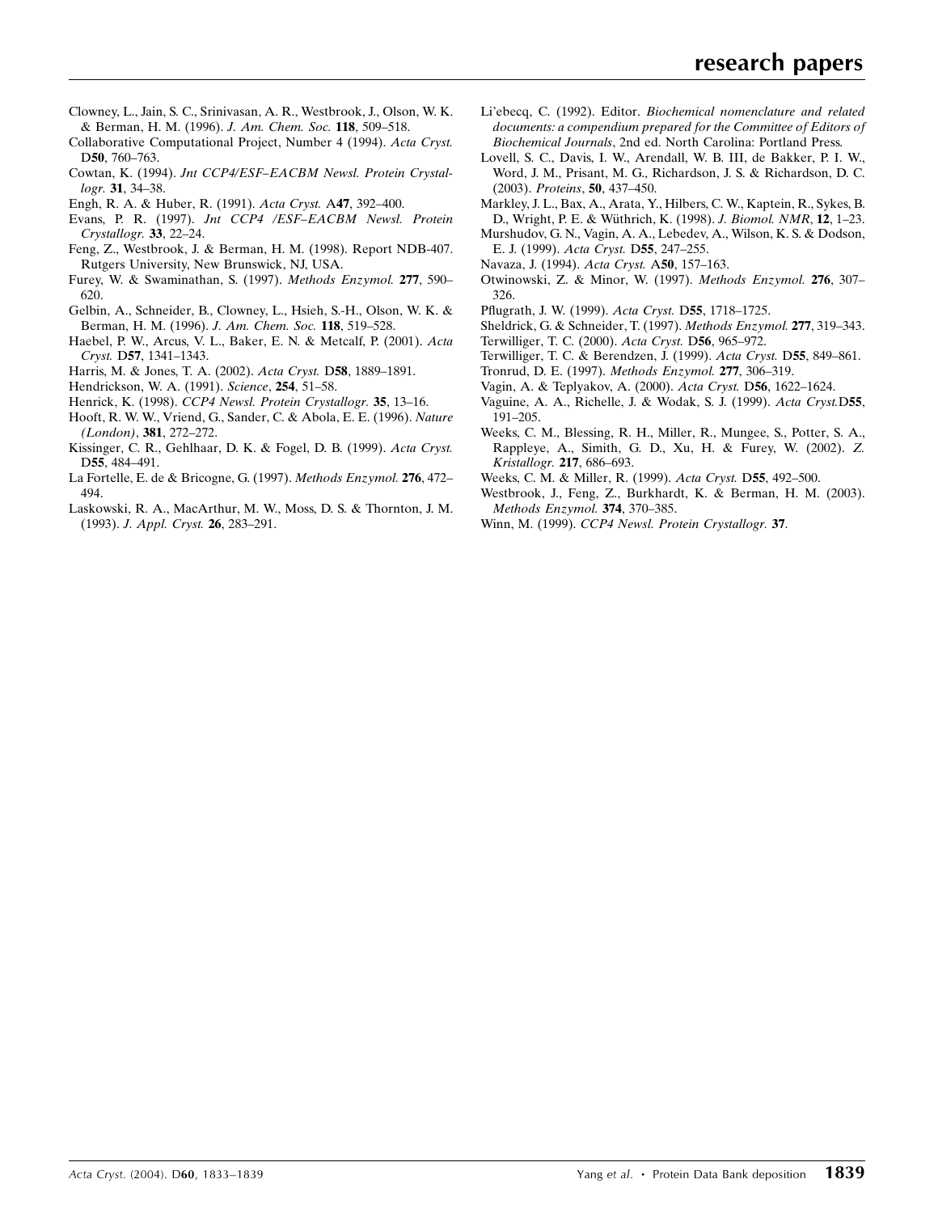Clowney, L., Jain, S. C., Srinivasan, A. R., Westbrook, J., Olson, W. K. & Berman, H. M. (1996). *J. Am. Chem. Soc.* **118**, 509–518.

Collaborative Computational Project, Number 4 (1994). *Acta Cryst.* D**50**, 760–763.

Cowtan, K. (1994). *Jnt CCP4/ESF–EACBM Newsl. Protein Crystallogr.* **31**, 34–38.

Engh, R. A. & Huber, R. (1991). *Acta Cryst.* A**47**, 392–400.

Evans, P. R. (1997). *Jnt CCP4 /ESF–EACBM Newsl. Protein Crystallogr.* **33**, 22–24.

Feng, Z., Westbrook, J. & Berman, H. M. (1998). Report NDB-407. Rutgers University, New Brunswick, NJ, USA.

Furey, W. & Swaminathan, S. (1997). *Methods Enzymol.* **277**, 590–620.

Gelbin, A., Schneider, B., Clowney, L., Hsieh, S.-H., Olson, W. K. & Berman, H. M. (1996). *J. Am. Chem. Soc.* **118**, 519–528.

Haebel, P. W., Arcus, V. L., Baker, E. N. & Metcalf, P. (2001). *Acta Cryst.* D**57**, 1341–1343.

Harris, M. & Jones, T. A. (2002). *Acta Cryst.* D**58**, 1889–1891.

Hendrickson, W. A. (1991). *Science*, **254**, 51–58.

Henrick, K. (1998). *CCP4 Newsl. Protein Crystallogr.* **35**, 13–16.

Hooft, R. W. W., Vriend, G., Sander, C. & Abola, E. E. (1996). *Nature (London)*, **381**, 272–272.

Kissinger, C. R., Gehlhaar, D. K. & Fogel, D. B. (1999). *Acta Cryst.* D**55**, 484–491.

La Fortelle, E. de & Bricogne, G. (1997). *Methods Enzymol.* **276**, 472–494.

Laskowski, R. A., MacArthur, M. W., Moss, D. S. & Thornton, J. M. (1993). *J. Appl. Cryst.* **26**, 283–291.

Li'ebecq, C. (1992). Editor. *Biochemical nomenclature and related documents: a compendium prepared for the Committee of Editors of Biochemical Journals*, 2nd ed. North Carolina: Portland Press.

Lovell, S. C., Davis, I. W., Arendall, W. B. III, de Bakker, P. I. W., Word, J. M., Prisant, M. G., Richardson, J. S. & Richardson, D. C. (2003). *Proteins*, **50**, 437–450.

Markley, J. L., Bax, A., Arata, Y., Hilbers, C. W., Kaptein, R., Sykes, B. D., Wright, P. E. & Wüthrich, K. (1998). *J. Biomol. NMR*, **12**, 1–23.

Murshudov, G. N., Vagin, A. A., Lebedev, A., Wilson, K. S. & Dodson, E. J. (1999). *Acta Cryst.* D**55**, 247–255.

Navaza, J. (1994). *Acta Cryst.* A**50**, 157–163.

Otwinowski, Z. & Minor, W. (1997). *Methods Enzymol.* **276**, 307–326.

Pflugrath, J. W. (1999). *Acta Cryst.* D**55**, 1718–1725.

Sheldrick, G. & Schneider, T. (1997). *Methods Enzymol.* **277**, 319–343.

Terwilliger, T. C. (2000). *Acta Cryst.* D**56**, 965–972.

Terwilliger, T. C. & Berendzen, J. (1999). *Acta Cryst.* D**55**, 849–861.

Tronrud, D. E. (1997). *Methods Enzymol.* **277**, 306–319.

Vagin, A. & Teplyakov, A. (2000). *Acta Cryst.* D**56**, 1622–1624.

Vaguine, A. A., Richelle, J. & Wodak, S. J. (1999). *Acta Cryst.*D**55**, 191–205.

Weeks, C. M., Blessing, R. H., Miller, R., Mungee, S., Potter, S. A., Rappleye, A., Simith, G. D., Xu, H. & Furey, W. (2002). *Z. Kristallogr.* **217**, 686–693.

Weeks, C. M. & Miller, R. (1999). *Acta Cryst.* D**55**, 492–500.

Westbrook, J., Feng, Z., Burkhardt, K. & Berman, H. M. (2003). *Methods Enzymol.* **374**, 370–385.

Winn, M. (1999). *CCP4 Newsl. Protein Crystallogr.* **37**.